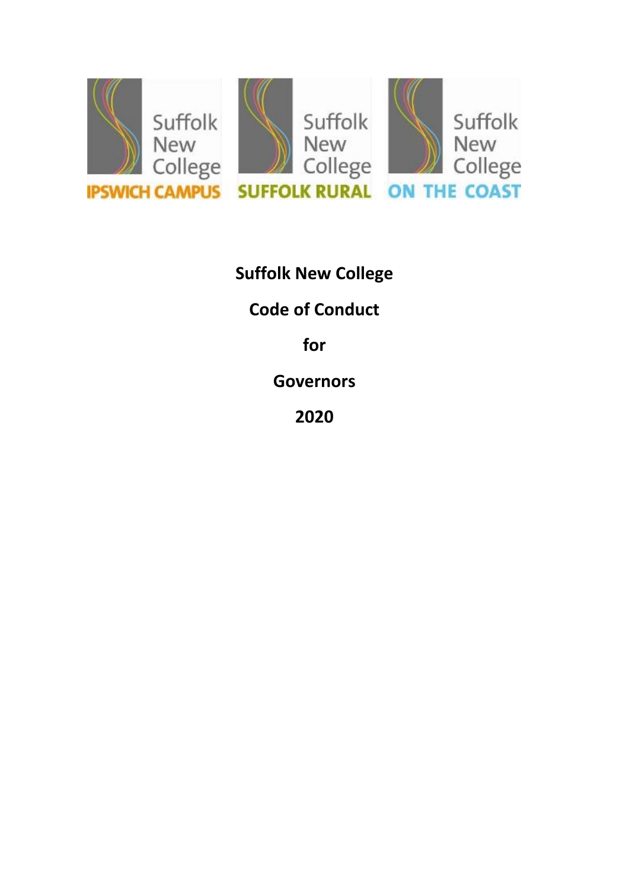Suffolk New College IPSWICH CAMPUS

Suffolk New College SUFFOLK RURAL

Suffolk New College ON THE COAST

# Suffolk New College

# Code of Conduct

# for

# Governors

# 2020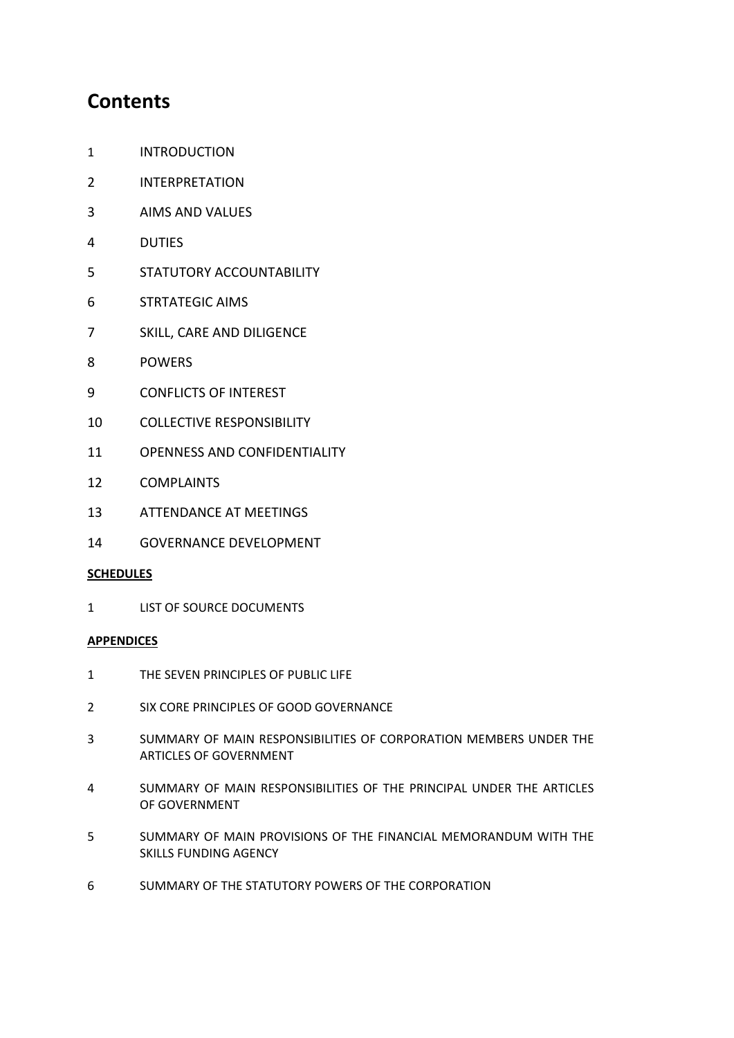# Contents

1 INTRODUCTION

2 INTERPRETATION

3 AIMS AND VALUES

4 DUTIES

5 STATUTORY ACCOUNTABILITY

6 STRTATEGIC AIMS

7 SKILL, CARE AND DILIGENCE

8 POWERS

9 CONFLICTS OF INTEREST

10 COLLECTIVE RESPONSIBILITY

11 OPENNESS AND CONFIDENTIALITY

12 COMPLAINTS

13 ATTENDANCE AT MEETINGS

14 GOVERNANCE DEVELOPMENT

**SCHEDULES**

1 LIST OF SOURCE DOCUMENTS

**APPENDICES**

1 THE SEVEN PRINCIPLES OF PUBLIC LIFE

2 SIX CORE PRINCIPLES OF GOOD GOVERNANCE

3 SUMMARY OF MAIN RESPONSIBILITIES OF CORPORATION MEMBERS UNDER THE ARTICLES OF GOVERNMENT

4 SUMMARY OF MAIN RESPONSIBILITIES OF THE PRINCIPAL UNDER THE ARTICLES OF GOVERNMENT

5 SUMMARY OF MAIN PROVISIONS OF THE FINANCIAL MEMORANDUM WITH THE SKILLS FUNDING AGENCY

6 SUMMARY OF THE STATUTORY POWERS OF THE CORPORATION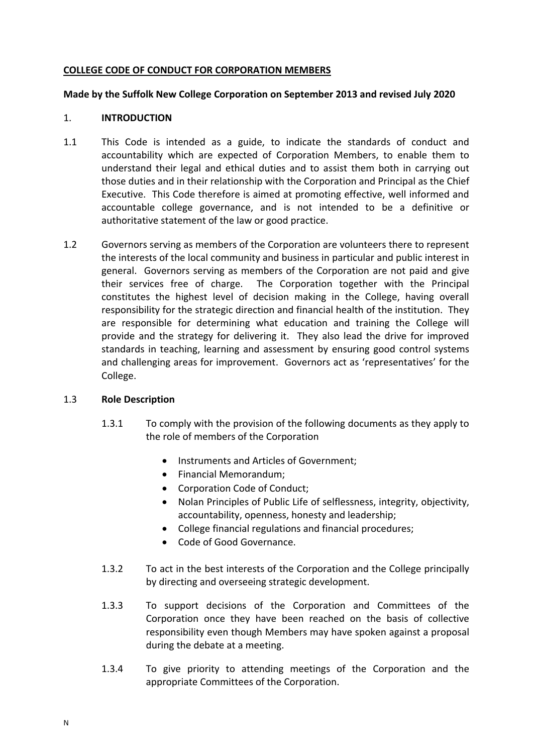**COLLEGE CODE OF CONDUCT FOR CORPORATION MEMBERS**

**Made by the Suffolk New College Corporation on September 2013 and revised July 2020**

## 1. INTRODUCTION

1.1 This Code is intended as a guide, to indicate the standards of conduct and accountability which are expected of Corporation Members, to enable them to understand their legal and ethical duties and to assist them both in carrying out those duties and in their relationship with the Corporation and Principal as the Chief Executive. This Code therefore is aimed at promoting effective, well informed and accountable college governance, and is not intended to be a definitive or authoritative statement of the law or good practice.

1.2 Governors serving as members of the Corporation are volunteers there to represent the interests of the local community and business in particular and public interest in general. Governors serving as members of the Corporation are not paid and give their services free of charge. The Corporation together with the Principal constitutes the highest level of decision making in the College, having overall responsibility for the strategic direction and financial health of the institution. They are responsible for determining what education and training the College will provide and the strategy for delivering it. They also lead the drive for improved standards in teaching, learning and assessment by ensuring good control systems and challenging areas for improvement. Governors act as 'representatives' for the College.

### 1.3 Role Description

1.3.1 To comply with the provision of the following documents as they apply to the role of members of the Corporation

- Instruments and Articles of Government;
- Financial Memorandum;
- Corporation Code of Conduct;
- Nolan Principles of Public Life of selflessness, integrity, objectivity, accountability, openness, honesty and leadership;
- College financial regulations and financial procedures;
- Code of Good Governance.

1.3.2 To act in the best interests of the Corporation and the College principally by directing and overseeing strategic development.

1.3.3 To support decisions of the Corporation and Committees of the Corporation once they have been reached on the basis of collective responsibility even though Members may have spoken against a proposal during the debate at a meeting.

1.3.4 To give priority to attending meetings of the Corporation and the appropriate Committees of the Corporation.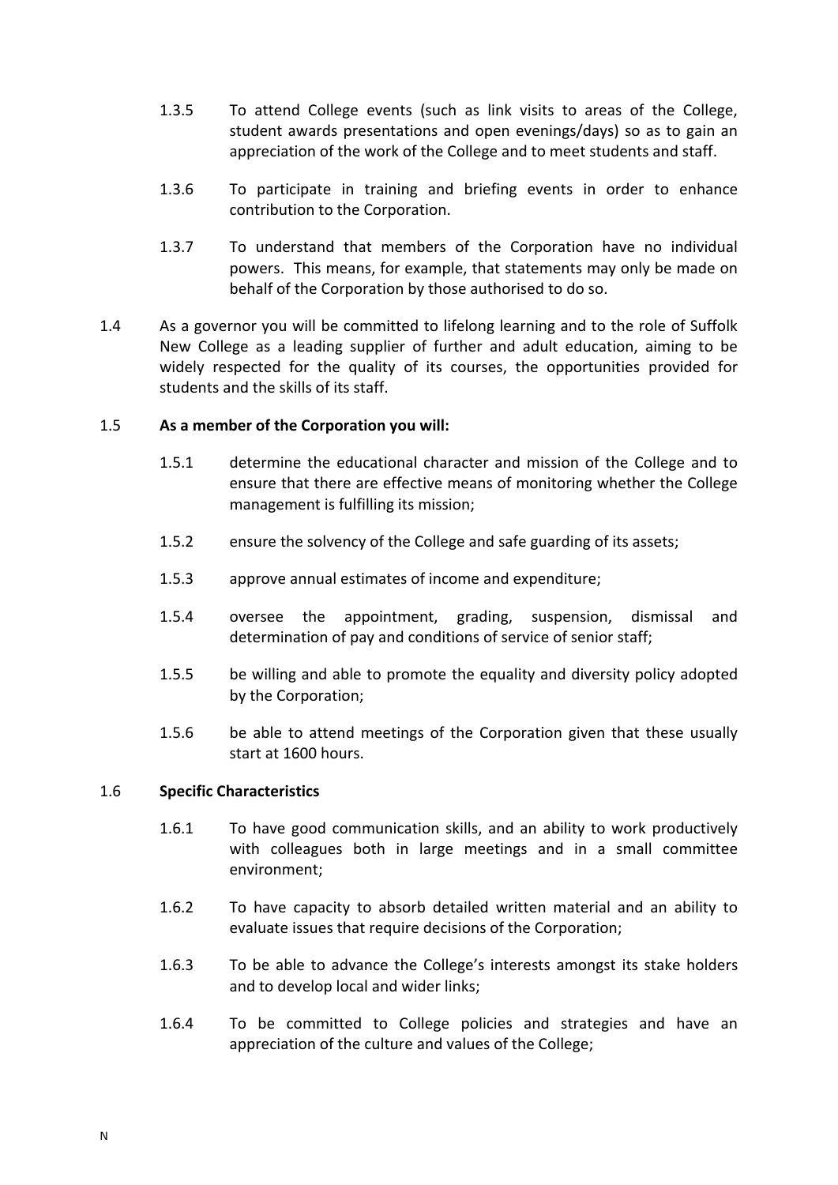1.3.5 To attend College events (such as link visits to areas of the College, student awards presentations and open evenings/days) so as to gain an appreciation of the work of the College and to meet students and staff.

1.3.6 To participate in training and briefing events in order to enhance contribution to the Corporation.

1.3.7 To understand that members of the Corporation have no individual powers. This means, for example, that statements may only be made on behalf of the Corporation by those authorised to do so.

1.4 As a governor you will be committed to lifelong learning and to the role of Suffolk New College as a leading supplier of further and adult education, aiming to be widely respected for the quality of its courses, the opportunities provided for students and the skills of its staff.

1.5 **As a member of the Corporation you will:**

1.5.1 determine the educational character and mission of the College and to ensure that there are effective means of monitoring whether the College management is fulfilling its mission;

1.5.2 ensure the solvency of the College and safe guarding of its assets;

1.5.3 approve annual estimates of income and expenditure;

1.5.4 oversee the appointment, grading, suspension, dismissal and determination of pay and conditions of service of senior staff;

1.5.5 be willing and able to promote the equality and diversity policy adopted by the Corporation;

1.5.6 be able to attend meetings of the Corporation given that these usually start at 1600 hours.

1.6 **Specific Characteristics**

1.6.1 To have good communication skills, and an ability to work productively with colleagues both in large meetings and in a small committee environment;

1.6.2 To have capacity to absorb detailed written material and an ability to evaluate issues that require decisions of the Corporation;

1.6.3 To be able to advance the College's interests amongst its stake holders and to develop local and wider links;

1.6.4 To be committed to College policies and strategies and have an appreciation of the culture and values of the College;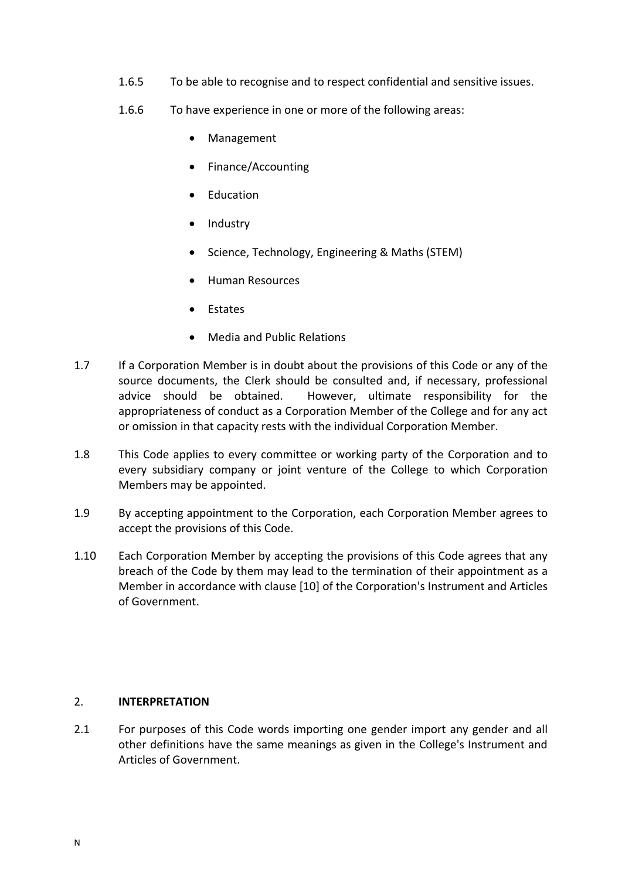1.6.5 To be able to recognise and to respect confidential and sensitive issues.

1.6.6 To have experience in one or more of the following areas:

- Management
- Finance/Accounting
- Education
- Industry
- Science, Technology, Engineering & Maths (STEM)
- Human Resources
- Estates
- Media and Public Relations

1.7 If a Corporation Member is in doubt about the provisions of this Code or any of the source documents, the Clerk should be consulted and, if necessary, professional advice should be obtained. However, ultimate responsibility for the appropriateness of conduct as a Corporation Member of the College and for any act or omission in that capacity rests with the individual Corporation Member.

1.8 This Code applies to every committee or working party of the Corporation and to every subsidiary company or joint venture of the College to which Corporation Members may be appointed.

1.9 By accepting appointment to the Corporation, each Corporation Member agrees to accept the provisions of this Code.

1.10 Each Corporation Member by accepting the provisions of this Code agrees that any breach of the Code by them may lead to the termination of their appointment as a Member in accordance with clause [10] of the Corporation's Instrument and Articles of Government.

## 2. INTERPRETATION

2.1 For purposes of this Code words importing one gender import any gender and all other definitions have the same meanings as given in the College's Instrument and Articles of Government.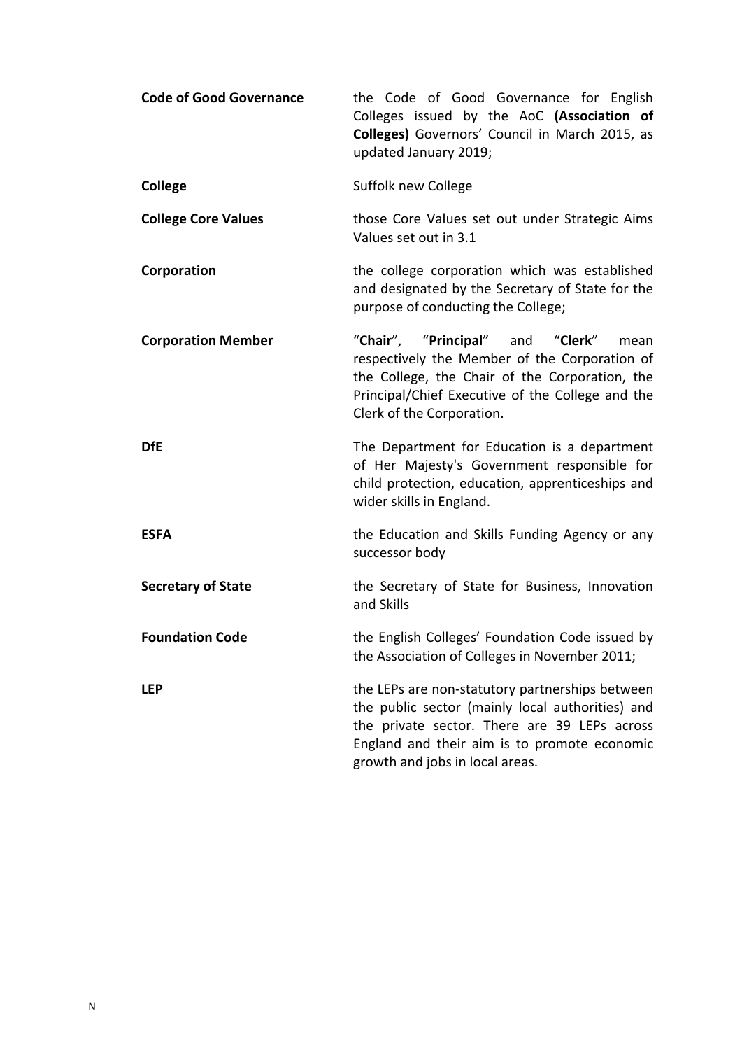| | |
|---|---|
| **Code of Good Governance** | the Code of Good Governance for English Colleges issued by the AoC **(Association of Colleges)** Governors' Council in March 2015, as updated January 2019; |
| **College** | Suffolk new College |
| **College Core Values** | those Core Values set out under Strategic Aims Values set out in 3.1 |
| **Corporation** | the college corporation which was established and designated by the Secretary of State for the purpose of conducting the College; |
| **Corporation Member** | "**Chair**", "**Principal**" and "**Clerk**" mean respectively the Member of the Corporation of the College, the Chair of the Corporation, the Principal/Chief Executive of the College and the Clerk of the Corporation. |
| **DfE** | The Department for Education is a department of Her Majesty's Government responsible for child protection, education, apprenticeships and wider skills in England. |
| **ESFA** | the Education and Skills Funding Agency or any successor body |
| **Secretary of State** | the Secretary of State for Business, Innovation and Skills |
| **Foundation Code** | the English Colleges' Foundation Code issued by the Association of Colleges in November 2011; |
| **LEP** | the LEPs are non-statutory partnerships between the public sector (mainly local authorities) and the private sector. There are 39 LEPs across England and their aim is to promote economic growth and jobs in local areas. |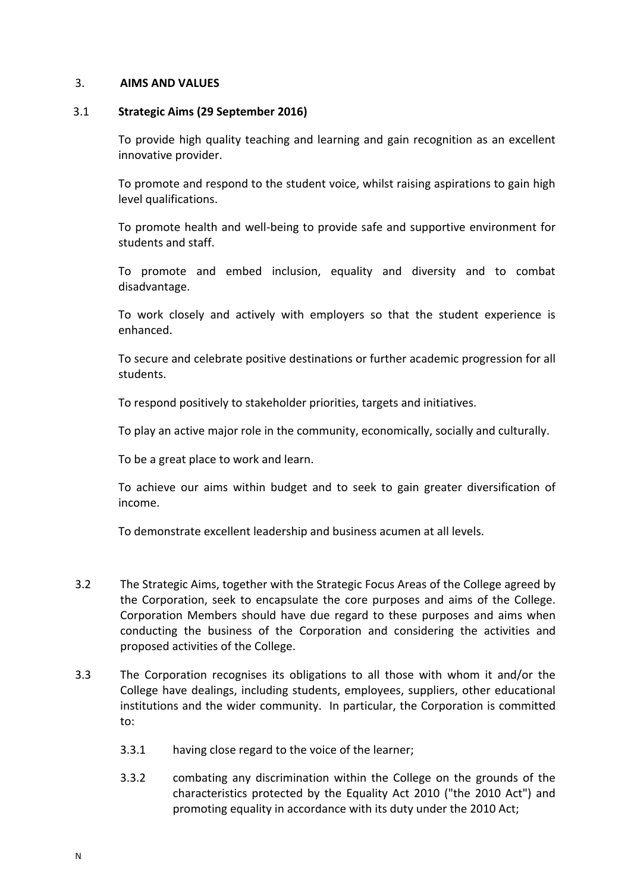## 3. AIMS AND VALUES

### 3.1 Strategic Aims (29 September 2016)

To provide high quality teaching and learning and gain recognition as an excellent innovative provider.

To promote and respond to the student voice, whilst raising aspirations to gain high level qualifications.

To promote health and well-being to provide safe and supportive environment for students and staff.

To promote and embed inclusion, equality and diversity and to combat disadvantage.

To work closely and actively with employers so that the student experience is enhanced.

To secure and celebrate positive destinations or further academic progression for all students.

To respond positively to stakeholder priorities, targets and initiatives.

To play an active major role in the community, economically, socially and culturally.

To be a great place to work and learn.

To achieve our aims within budget and to seek to gain greater diversification of income.

To demonstrate excellent leadership and business acumen at all levels.

3.2 The Strategic Aims, together with the Strategic Focus Areas of the College agreed by the Corporation, seek to encapsulate the core purposes and aims of the College. Corporation Members should have due regard to these purposes and aims when conducting the business of the Corporation and considering the activities and proposed activities of the College.

3.3 The Corporation recognises its obligations to all those with whom it and/or the College have dealings, including students, employees, suppliers, other educational institutions and the wider community. In particular, the Corporation is committed to:

3.3.1 having close regard to the voice of the learner;

3.3.2 combating any discrimination within the College on the grounds of the characteristics protected by the Equality Act 2010 ("the 2010 Act") and promoting equality in accordance with its duty under the 2010 Act;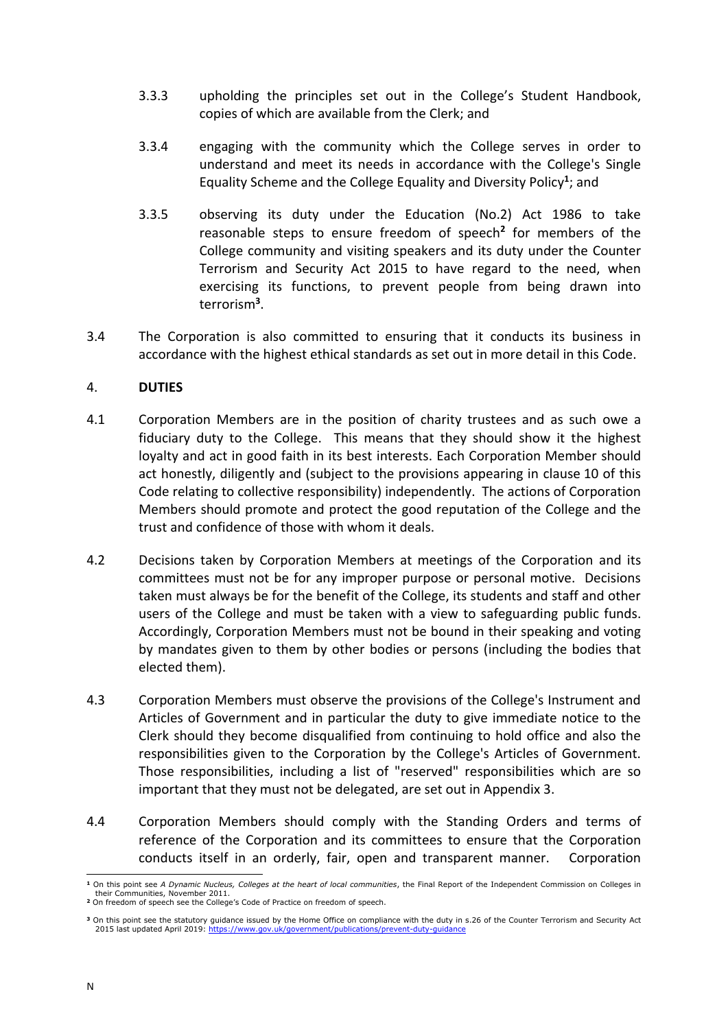3.3.3 upholding the principles set out in the College's Student Handbook, copies of which are available from the Clerk; and

3.3.4 engaging with the community which the College serves in order to understand and meet its needs in accordance with the College's Single Equality Scheme and the College Equality and Diversity Policy[1]; and

3.3.5 observing its duty under the Education (No.2) Act 1986 to take reasonable steps to ensure freedom of speech[2] for members of the College community and visiting speakers and its duty under the Counter Terrorism and Security Act 2015 to have regard to the need, when exercising its functions, to prevent people from being drawn into terrorism[3].

3.4 The Corporation is also committed to ensuring that it conducts its business in accordance with the highest ethical standards as set out in more detail in this Code.

## 4. DUTIES

4.1 Corporation Members are in the position of charity trustees and as such owe a fiduciary duty to the College. This means that they should show it the highest loyalty and act in good faith in its best interests. Each Corporation Member should act honestly, diligently and (subject to the provisions appearing in clause 10 of this Code relating to collective responsibility) independently. The actions of Corporation Members should promote and protect the good reputation of the College and the trust and confidence of those with whom it deals.

4.2 Decisions taken by Corporation Members at meetings of the Corporation and its committees must not be for any improper purpose or personal motive. Decisions taken must always be for the benefit of the College, its students and staff and other users of the College and must be taken with a view to safeguarding public funds. Accordingly, Corporation Members must not be bound in their speaking and voting by mandates given to them by other bodies or persons (including the bodies that elected them).

4.3 Corporation Members must observe the provisions of the College's Instrument and Articles of Government and in particular the duty to give immediate notice to the Clerk should they become disqualified from continuing to hold office and also the responsibilities given to the Corporation by the College's Articles of Government. Those responsibilities, including a list of "reserved" responsibilities which are so important that they must not be delegated, are set out in Appendix 3.

4.4 Corporation Members should comply with the Standing Orders and terms of reference of the Corporation and its committees to ensure that the Corporation conducts itself in an orderly, fair, open and transparent manner. Corporation

---

[1] On this point see *A Dynamic Nucleus, Colleges at the heart of local communities*, the Final Report of the Independent Commission on Colleges in their Communities, November 2011.

[2] On freedom of speech see the College's Code of Practice on freedom of speech.

[3] On this point see the statutory guidance issued by the Home Office on compliance with the duty in s.26 of the Counter Terrorism and Security Act 2015 last updated April 2019: https://www.gov.uk/government/publications/prevent-duty-guidance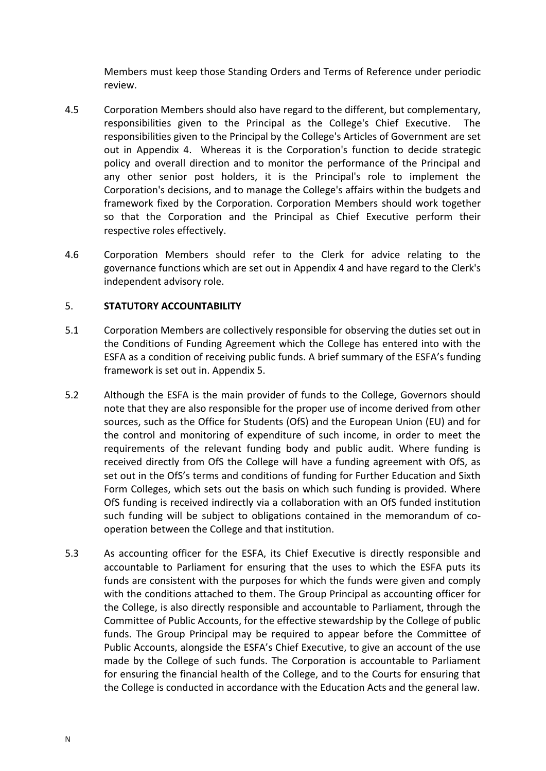Members must keep those Standing Orders and Terms of Reference under periodic review.

4.5 Corporation Members should also have regard to the different, but complementary, responsibilities given to the Principal as the College's Chief Executive. The responsibilities given to the Principal by the College's Articles of Government are set out in Appendix 4. Whereas it is the Corporation's function to decide strategic policy and overall direction and to monitor the performance of the Principal and any other senior post holders, it is the Principal's role to implement the Corporation's decisions, and to manage the College's affairs within the budgets and framework fixed by the Corporation. Corporation Members should work together so that the Corporation and the Principal as Chief Executive perform their respective roles effectively.

4.6 Corporation Members should refer to the Clerk for advice relating to the governance functions which are set out in Appendix 4 and have regard to the Clerk's independent advisory role.

## 5. STATUTORY ACCOUNTABILITY

5.1 Corporation Members are collectively responsible for observing the duties set out in the Conditions of Funding Agreement which the College has entered into with the ESFA as a condition of receiving public funds. A brief summary of the ESFA's funding framework is set out in. Appendix 5.

5.2 Although the ESFA is the main provider of funds to the College, Governors should note that they are also responsible for the proper use of income derived from other sources, such as the Office for Students (OfS) and the European Union (EU) and for the control and monitoring of expenditure of such income, in order to meet the requirements of the relevant funding body and public audit. Where funding is received directly from OfS the College will have a funding agreement with OfS, as set out in the OfS's terms and conditions of funding for Further Education and Sixth Form Colleges, which sets out the basis on which such funding is provided. Where OfS funding is received indirectly via a collaboration with an OfS funded institution such funding will be subject to obligations contained in the memorandum of co-operation between the College and that institution.

5.3 As accounting officer for the ESFA, its Chief Executive is directly responsible and accountable to Parliament for ensuring that the uses to which the ESFA puts its funds are consistent with the purposes for which the funds were given and comply with the conditions attached to them. The Group Principal as accounting officer for the College, is also directly responsible and accountable to Parliament, through the Committee of Public Accounts, for the effective stewardship by the College of public funds. The Group Principal may be required to appear before the Committee of Public Accounts, alongside the ESFA's Chief Executive, to give an account of the use made by the College of such funds. The Corporation is accountable to Parliament for ensuring the financial health of the College, and to the Courts for ensuring that the College is conducted in accordance with the Education Acts and the general law.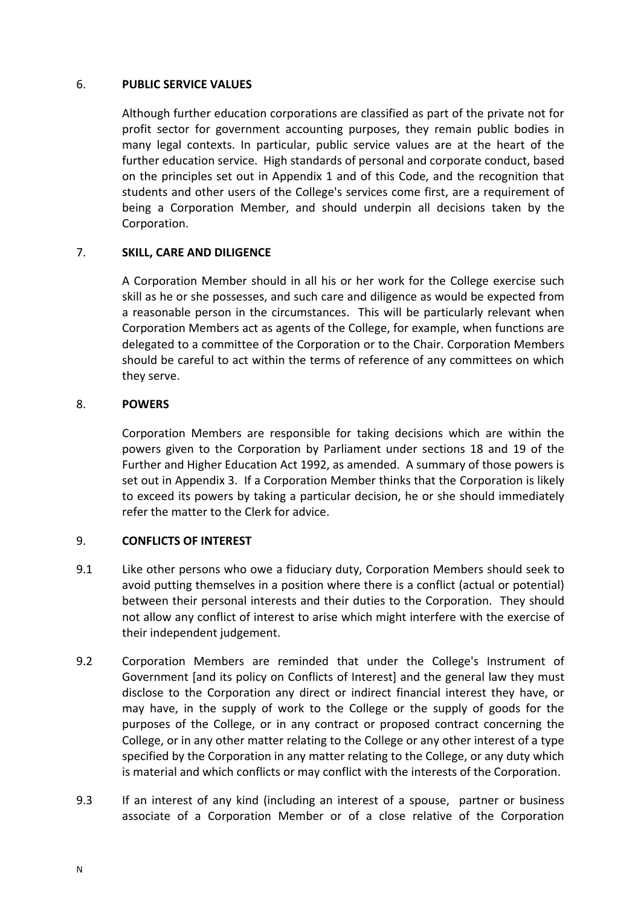## 6. PUBLIC SERVICE VALUES

Although further education corporations are classified as part of the private not for profit sector for government accounting purposes, they remain public bodies in many legal contexts. In particular, public service values are at the heart of the further education service. High standards of personal and corporate conduct, based on the principles set out in Appendix 1 and of this Code, and the recognition that students and other users of the College's services come first, are a requirement of being a Corporation Member, and should underpin all decisions taken by the Corporation.

## 7. SKILL, CARE AND DILIGENCE

A Corporation Member should in all his or her work for the College exercise such skill as he or she possesses, and such care and diligence as would be expected from a reasonable person in the circumstances. This will be particularly relevant when Corporation Members act as agents of the College, for example, when functions are delegated to a committee of the Corporation or to the Chair. Corporation Members should be careful to act within the terms of reference of any committees on which they serve.

## 8. POWERS

Corporation Members are responsible for taking decisions which are within the powers given to the Corporation by Parliament under sections 18 and 19 of the Further and Higher Education Act 1992, as amended. A summary of those powers is set out in Appendix 3. If a Corporation Member thinks that the Corporation is likely to exceed its powers by taking a particular decision, he or she should immediately refer the matter to the Clerk for advice.

## 9. CONFLICTS OF INTEREST

9.1 Like other persons who owe a fiduciary duty, Corporation Members should seek to avoid putting themselves in a position where there is a conflict (actual or potential) between their personal interests and their duties to the Corporation. They should not allow any conflict of interest to arise which might interfere with the exercise of their independent judgement.

9.2 Corporation Members are reminded that under the College's Instrument of Government [and its policy on Conflicts of Interest] and the general law they must disclose to the Corporation any direct or indirect financial interest they have, or may have, in the supply of work to the College or the supply of goods for the purposes of the College, or in any contract or proposed contract concerning the College, or in any other matter relating to the College or any other interest of a type specified by the Corporation in any matter relating to the College, or any duty which is material and which conflicts or may conflict with the interests of the Corporation.

9.3 If an interest of any kind (including an interest of a spouse, partner or business associate of a Corporation Member or of a close relative of the Corporation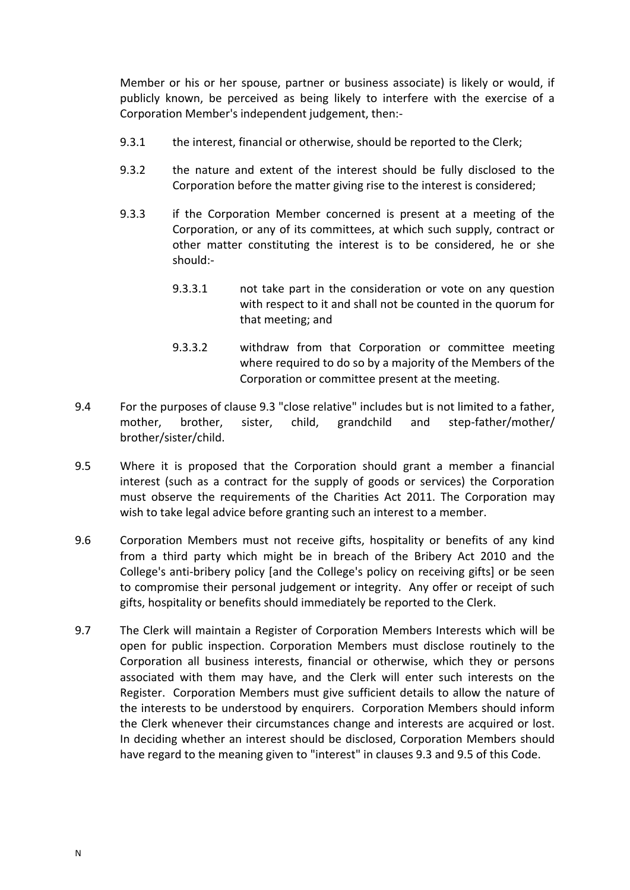Member or his or her spouse, partner or business associate) is likely or would, if publicly known, be perceived as being likely to interfere with the exercise of a Corporation Member's independent judgement, then:-

9.3.1 the interest, financial or otherwise, should be reported to the Clerk;

9.3.2 the nature and extent of the interest should be fully disclosed to the Corporation before the matter giving rise to the interest is considered;

9.3.3 if the Corporation Member concerned is present at a meeting of the Corporation, or any of its committees, at which such supply, contract or other matter constituting the interest is to be considered, he or she should:-

9.3.3.1 not take part in the consideration or vote on any question with respect to it and shall not be counted in the quorum for that meeting; and

9.3.3.2 withdraw from that Corporation or committee meeting where required to do so by a majority of the Members of the Corporation or committee present at the meeting.

9.4 For the purposes of clause 9.3 "close relative" includes but is not limited to a father, mother, brother, sister, child, grandchild and step-father/mother/brother/sister/child.

9.5 Where it is proposed that the Corporation should grant a member a financial interest (such as a contract for the supply of goods or services) the Corporation must observe the requirements of the Charities Act 2011. The Corporation may wish to take legal advice before granting such an interest to a member.

9.6 Corporation Members must not receive gifts, hospitality or benefits of any kind from a third party which might be in breach of the Bribery Act 2010 and the College's anti-bribery policy [and the College's policy on receiving gifts] or be seen to compromise their personal judgement or integrity. Any offer or receipt of such gifts, hospitality or benefits should immediately be reported to the Clerk.

9.7 The Clerk will maintain a Register of Corporation Members Interests which will be open for public inspection. Corporation Members must disclose routinely to the Corporation all business interests, financial or otherwise, which they or persons associated with them may have, and the Clerk will enter such interests on the Register. Corporation Members must give sufficient details to allow the nature of the interests to be understood by enquirers. Corporation Members should inform the Clerk whenever their circumstances change and interests are acquired or lost. In deciding whether an interest should be disclosed, Corporation Members should have regard to the meaning given to "interest" in clauses 9.3 and 9.5 of this Code.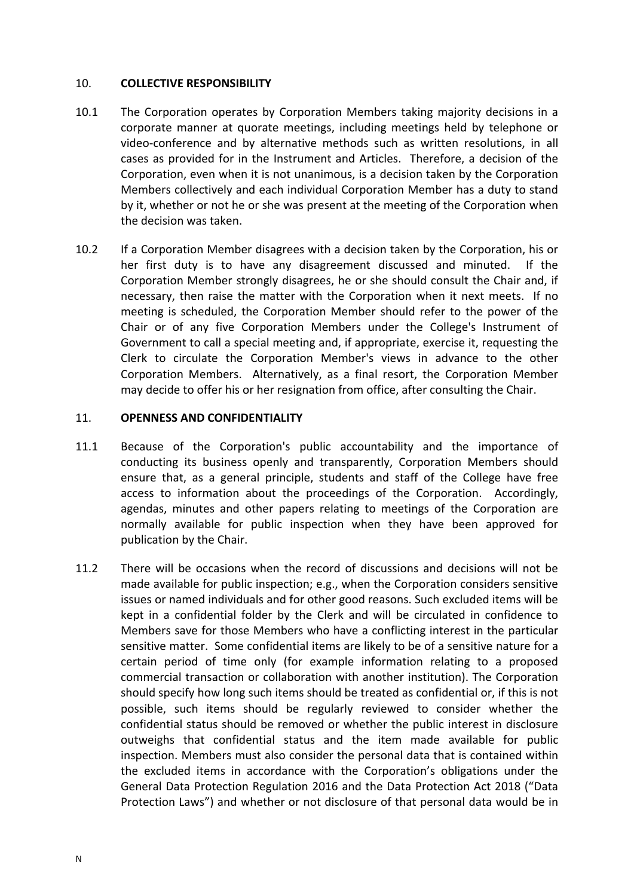## 10. COLLECTIVE RESPONSIBILITY

10.1 The Corporation operates by Corporation Members taking majority decisions in a corporate manner at quorate meetings, including meetings held by telephone or video-conference and by alternative methods such as written resolutions, in all cases as provided for in the Instrument and Articles. Therefore, a decision of the Corporation, even when it is not unanimous, is a decision taken by the Corporation Members collectively and each individual Corporation Member has a duty to stand by it, whether or not he or she was present at the meeting of the Corporation when the decision was taken.

10.2 If a Corporation Member disagrees with a decision taken by the Corporation, his or her first duty is to have any disagreement discussed and minuted. If the Corporation Member strongly disagrees, he or she should consult the Chair and, if necessary, then raise the matter with the Corporation when it next meets. If no meeting is scheduled, the Corporation Member should refer to the power of the Chair or of any five Corporation Members under the College's Instrument of Government to call a special meeting and, if appropriate, exercise it, requesting the Clerk to circulate the Corporation Member's views in advance to the other Corporation Members. Alternatively, as a final resort, the Corporation Member may decide to offer his or her resignation from office, after consulting the Chair.

## 11. OPENNESS AND CONFIDENTIALITY

11.1 Because of the Corporation's public accountability and the importance of conducting its business openly and transparently, Corporation Members should ensure that, as a general principle, students and staff of the College have free access to information about the proceedings of the Corporation. Accordingly, agendas, minutes and other papers relating to meetings of the Corporation are normally available for public inspection when they have been approved for publication by the Chair.

11.2 There will be occasions when the record of discussions and decisions will not be made available for public inspection; e.g., when the Corporation considers sensitive issues or named individuals and for other good reasons. Such excluded items will be kept in a confidential folder by the Clerk and will be circulated in confidence to Members save for those Members who have a conflicting interest in the particular sensitive matter. Some confidential items are likely to be of a sensitive nature for a certain period of time only (for example information relating to a proposed commercial transaction or collaboration with another institution). The Corporation should specify how long such items should be treated as confidential or, if this is not possible, such items should be regularly reviewed to consider whether the confidential status should be removed or whether the public interest in disclosure outweighs that confidential status and the item made available for public inspection. Members must also consider the personal data that is contained within the excluded items in accordance with the Corporation's obligations under the General Data Protection Regulation 2016 and the Data Protection Act 2018 ("Data Protection Laws") and whether or not disclosure of that personal data would be in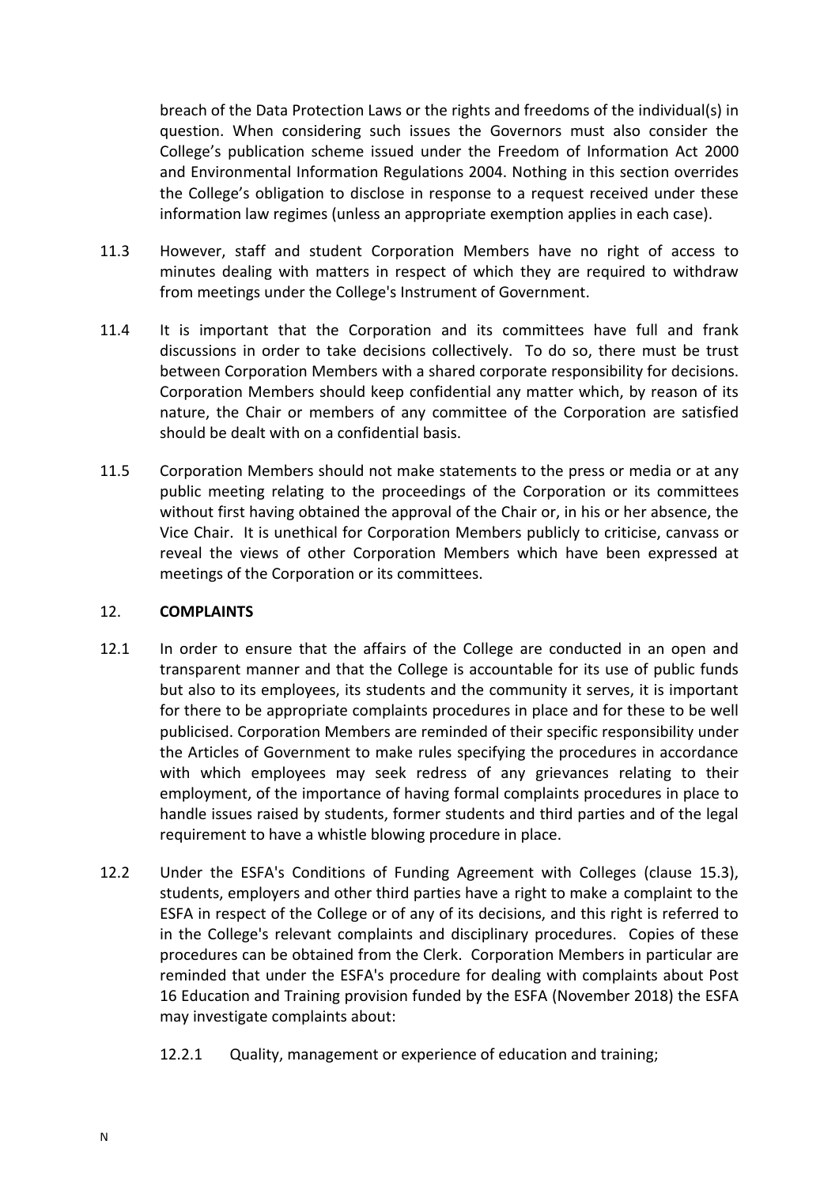breach of the Data Protection Laws or the rights and freedoms of the individual(s) in question. When considering such issues the Governors must also consider the College's publication scheme issued under the Freedom of Information Act 2000 and Environmental Information Regulations 2004. Nothing in this section overrides the College's obligation to disclose in response to a request received under these information law regimes (unless an appropriate exemption applies in each case).

11.3 However, staff and student Corporation Members have no right of access to minutes dealing with matters in respect of which they are required to withdraw from meetings under the College's Instrument of Government.

11.4 It is important that the Corporation and its committees have full and frank discussions in order to take decisions collectively. To do so, there must be trust between Corporation Members with a shared corporate responsibility for decisions. Corporation Members should keep confidential any matter which, by reason of its nature, the Chair or members of any committee of the Corporation are satisfied should be dealt with on a confidential basis.

11.5 Corporation Members should not make statements to the press or media or at any public meeting relating to the proceedings of the Corporation or its committees without first having obtained the approval of the Chair or, in his or her absence, the Vice Chair. It is unethical for Corporation Members publicly to criticise, canvass or reveal the views of other Corporation Members which have been expressed at meetings of the Corporation or its committees.

## 12. COMPLAINTS

12.1 In order to ensure that the affairs of the College are conducted in an open and transparent manner and that the College is accountable for its use of public funds but also to its employees, its students and the community it serves, it is important for there to be appropriate complaints procedures in place and for these to be well publicised. Corporation Members are reminded of their specific responsibility under the Articles of Government to make rules specifying the procedures in accordance with which employees may seek redress of any grievances relating to their employment, of the importance of having formal complaints procedures in place to handle issues raised by students, former students and third parties and of the legal requirement to have a whistle blowing procedure in place.

12.2 Under the ESFA's Conditions of Funding Agreement with Colleges (clause 15.3), students, employers and other third parties have a right to make a complaint to the ESFA in respect of the College or of any of its decisions, and this right is referred to in the College's relevant complaints and disciplinary procedures. Copies of these procedures can be obtained from the Clerk. Corporation Members in particular are reminded that under the ESFA's procedure for dealing with complaints about Post 16 Education and Training provision funded by the ESFA (November 2018) the ESFA may investigate complaints about:

12.2.1 Quality, management or experience of education and training;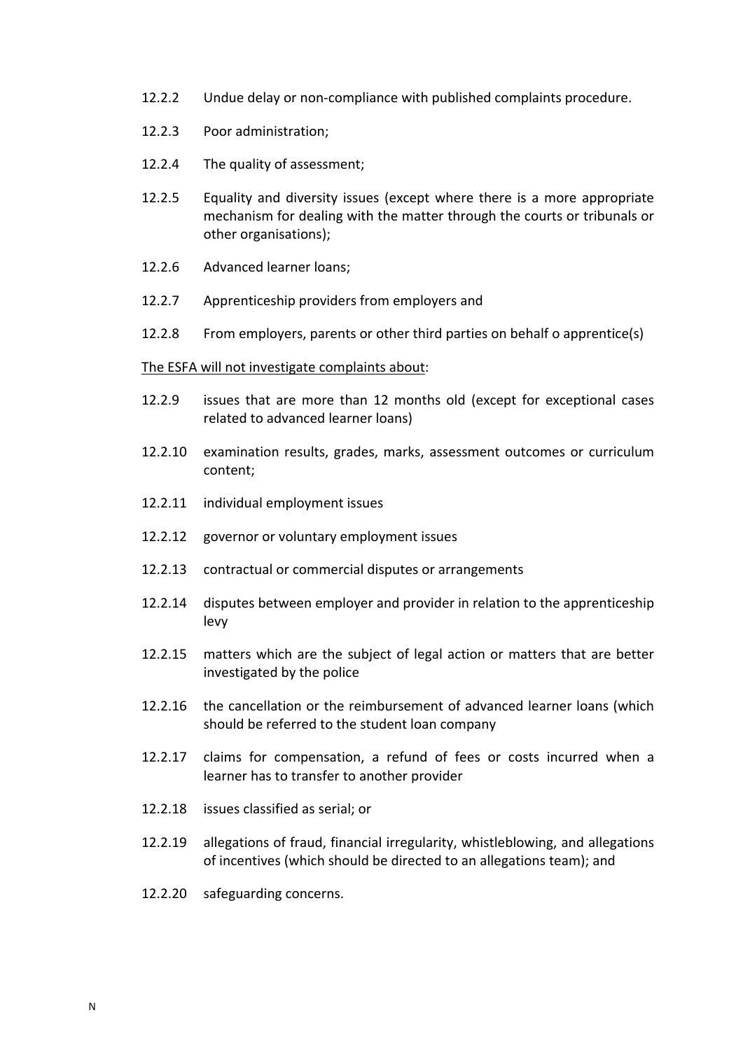12.2.2 Undue delay or non-compliance with published complaints procedure.

12.2.3 Poor administration;

12.2.4 The quality of assessment;

12.2.5 Equality and diversity issues (except where there is a more appropriate mechanism for dealing with the matter through the courts or tribunals or other organisations);

12.2.6 Advanced learner loans;

12.2.7 Apprenticeship providers from employers and

12.2.8 From employers, parents or other third parties on behalf o apprentice(s)

<u>The ESFA will not investigate complaints about</u>:

12.2.9 issues that are more than 12 months old (except for exceptional cases related to advanced learner loans)

12.2.10 examination results, grades, marks, assessment outcomes or curriculum content;

12.2.11 individual employment issues

12.2.12 governor or voluntary employment issues

12.2.13 contractual or commercial disputes or arrangements

12.2.14 disputes between employer and provider in relation to the apprenticeship levy

12.2.15 matters which are the subject of legal action or matters that are better investigated by the police

12.2.16 the cancellation or the reimbursement of advanced learner loans (which should be referred to the student loan company

12.2.17 claims for compensation, a refund of fees or costs incurred when a learner has to transfer to another provider

12.2.18 issues classified as serial; or

12.2.19 allegations of fraud, financial irregularity, whistleblowing, and allegations of incentives (which should be directed to an allegations team); and

12.2.20 safeguarding concerns.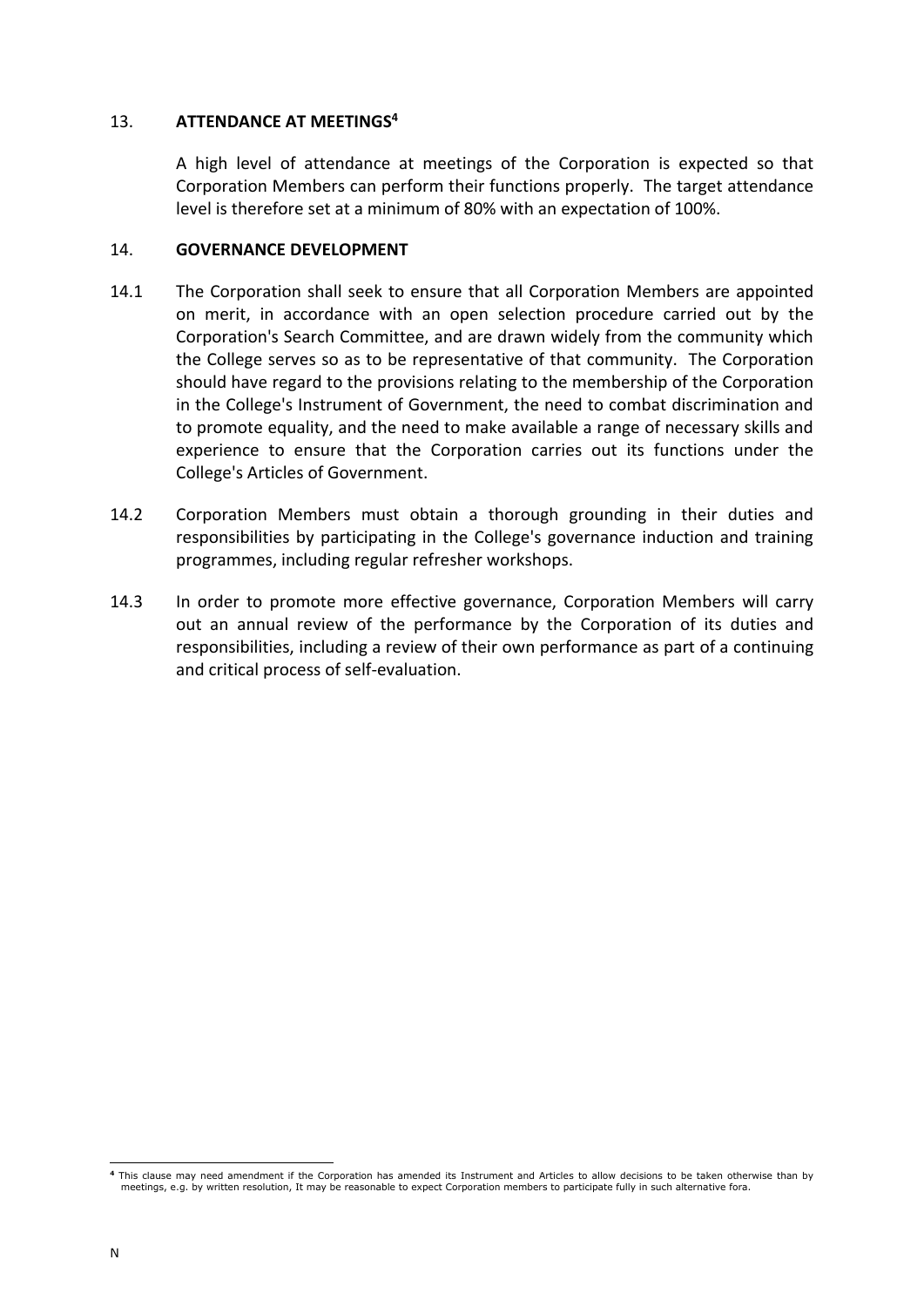## 13. ATTENDANCE AT MEETINGS[4]

A high level of attendance at meetings of the Corporation is expected so that Corporation Members can perform their functions properly. The target attendance level is therefore set at a minimum of 80% with an expectation of 100%.

## 14. GOVERNANCE DEVELOPMENT

14.1 The Corporation shall seek to ensure that all Corporation Members are appointed on merit, in accordance with an open selection procedure carried out by the Corporation's Search Committee, and are drawn widely from the community which the College serves so as to be representative of that community. The Corporation should have regard to the provisions relating to the membership of the Corporation in the College's Instrument of Government, the need to combat discrimination and to promote equality, and the need to make available a range of necessary skills and experience to ensure that the Corporation carries out its functions under the College's Articles of Government.

14.2 Corporation Members must obtain a thorough grounding in their duties and responsibilities by participating in the College's governance induction and training programmes, including regular refresher workshops.

14.3 In order to promote more effective governance, Corporation Members will carry out an annual review of the performance by the Corporation of its duties and responsibilities, including a review of their own performance as part of a continuing and critical process of self-evaluation.

---

[4] This clause may need amendment if the Corporation has amended its Instrument and Articles to allow decisions to be taken otherwise than by meetings, e.g. by written resolution, It may be reasonable to expect Corporation members to participate fully in such alternative fora.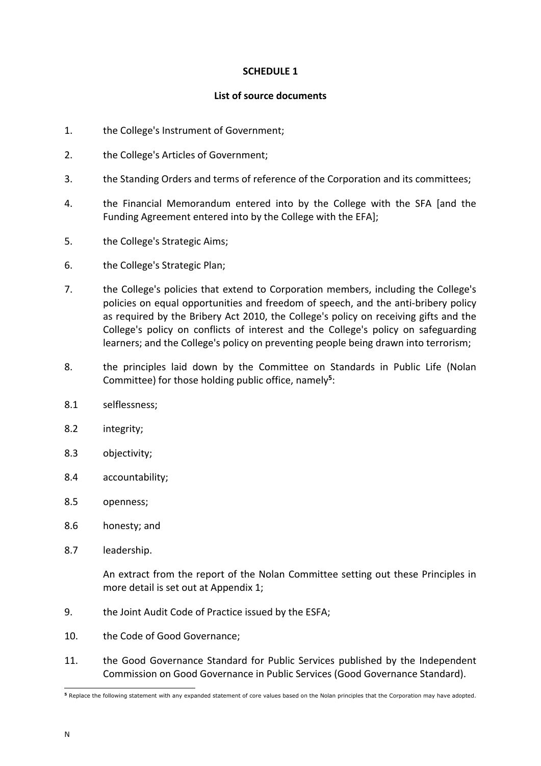**SCHEDULE 1**

**List of source documents**

1. the College's Instrument of Government;

2. the College's Articles of Government;

3. the Standing Orders and terms of reference of the Corporation and its committees;

4. the Financial Memorandum entered into by the College with the SFA [and the Funding Agreement entered into by the College with the EFA];

5. the College's Strategic Aims;

6. the College's Strategic Plan;

7. the College's policies that extend to Corporation members, including the College's policies on equal opportunities and freedom of speech, and the anti-bribery policy as required by the Bribery Act 2010, the College's policy on receiving gifts and the College's policy on conflicts of interest and the College's policy on safeguarding learners; and the College's policy on preventing people being drawn into terrorism;

8. the principles laid down by the Committee on Standards in Public Life (Nolan Committee) for those holding public office, namely[5]:

8.1 selflessness;

8.2 integrity;

8.3 objectivity;

8.4 accountability;

8.5 openness;

8.6 honesty; and

8.7 leadership.

An extract from the report of the Nolan Committee setting out these Principles in more detail is set out at Appendix 1;

9. the Joint Audit Code of Practice issued by the ESFA;

10. the Code of Good Governance;

11. the Good Governance Standard for Public Services published by the Independent Commission on Good Governance in Public Services (Good Governance Standard).

---

[5] Replace the following statement with any expanded statement of core values based on the Nolan principles that the Corporation may have adopted.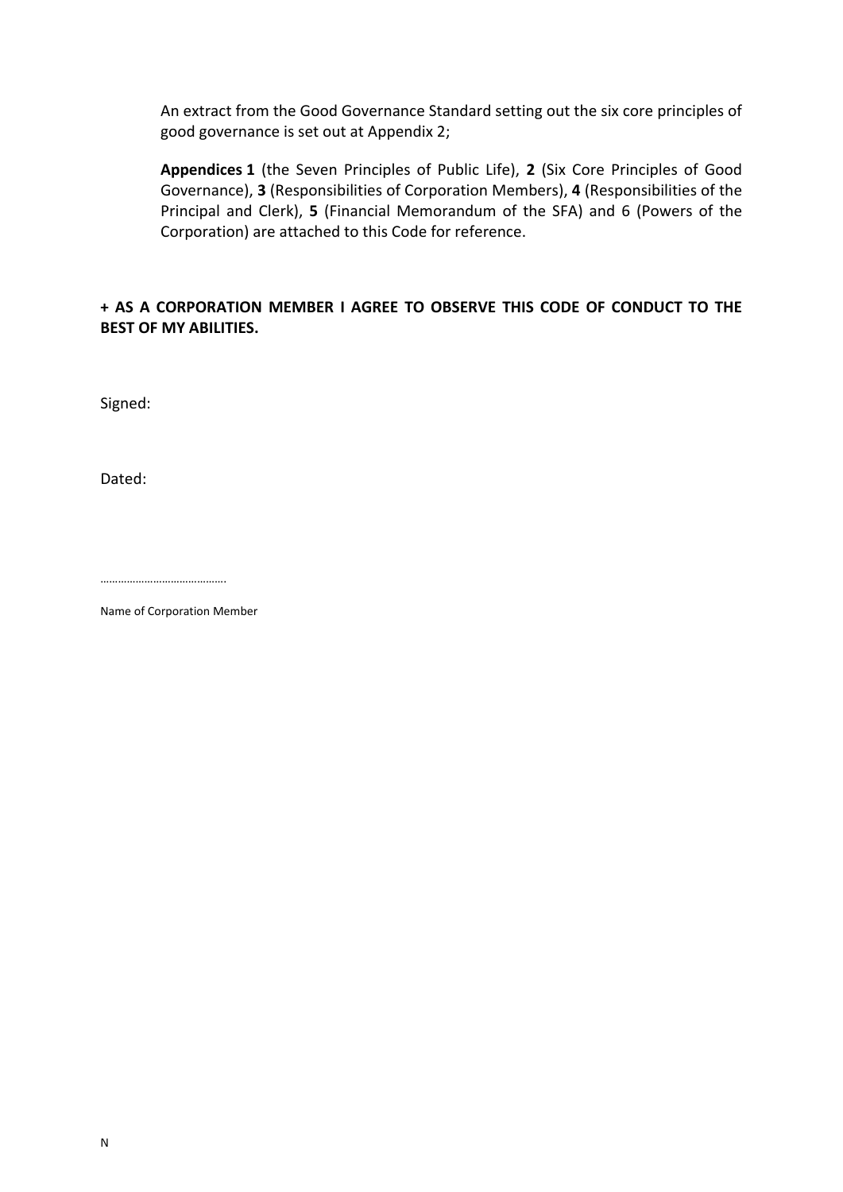An extract from the Good Governance Standard setting out the six core principles of good governance is set out at Appendix 2;

**Appendices 1** (the Seven Principles of Public Life), **2** (Six Core Principles of Good Governance), **3** (Responsibilities of Corporation Members), **4** (Responsibilities of the Principal and Clerk), **5** (Financial Memorandum of the SFA) and 6 (Powers of the Corporation) are attached to this Code for reference.

**+ AS A CORPORATION MEMBER I AGREE TO OBSERVE THIS CODE OF CONDUCT TO THE BEST OF MY ABILITIES.**

Signed:

Dated:

…………………………………….

Name of Corporation Member

N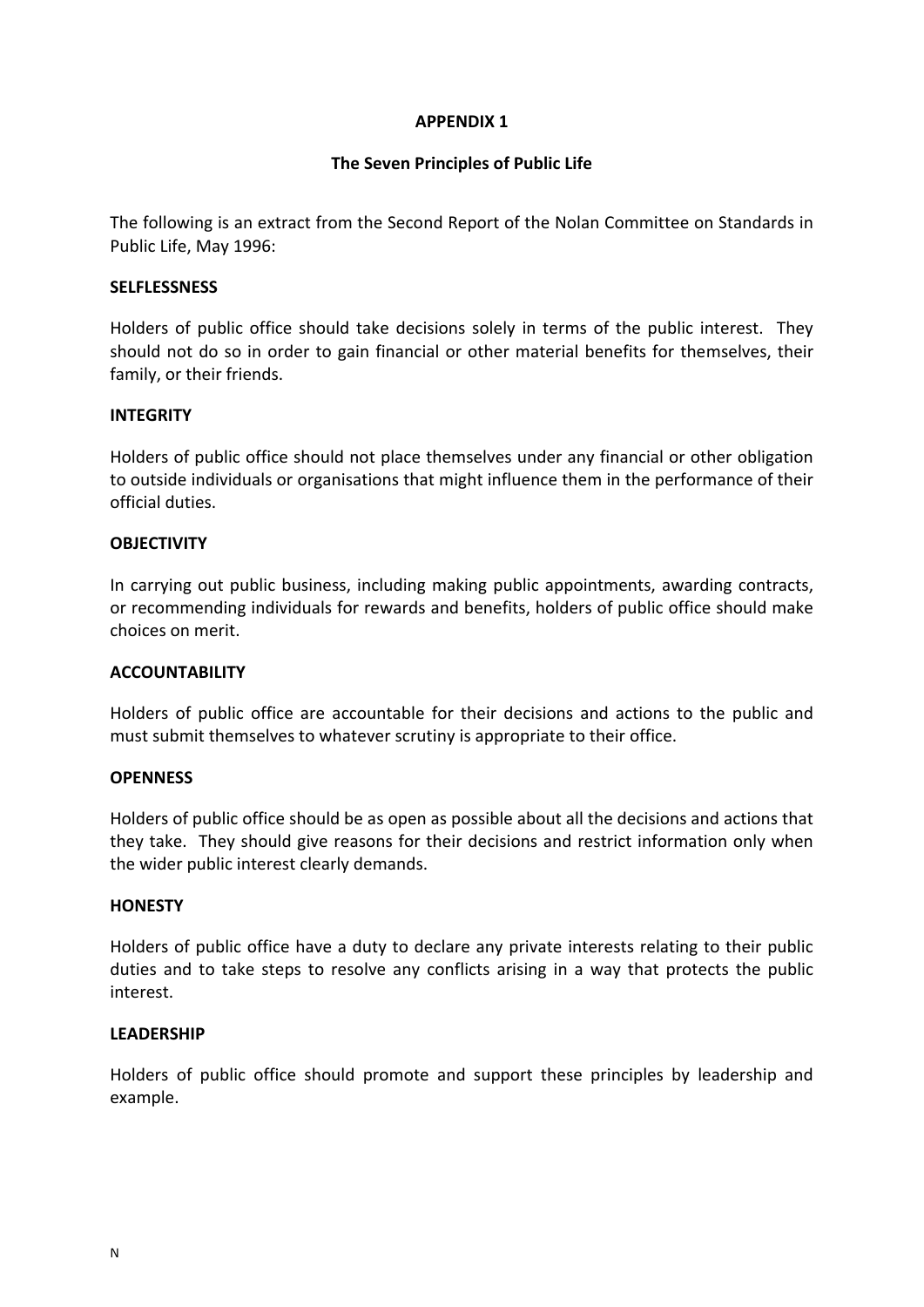**APPENDIX 1**

**The Seven Principles of Public Life**

The following is an extract from the Second Report of the Nolan Committee on Standards in Public Life, May 1996:

**SELFLESSNESS**

Holders of public office should take decisions solely in terms of the public interest. They should not do so in order to gain financial or other material benefits for themselves, their family, or their friends.

**INTEGRITY**

Holders of public office should not place themselves under any financial or other obligation to outside individuals or organisations that might influence them in the performance of their official duties.

**OBJECTIVITY**

In carrying out public business, including making public appointments, awarding contracts, or recommending individuals for rewards and benefits, holders of public office should make choices on merit.

**ACCOUNTABILITY**

Holders of public office are accountable for their decisions and actions to the public and must submit themselves to whatever scrutiny is appropriate to their office.

**OPENNESS**

Holders of public office should be as open as possible about all the decisions and actions that they take. They should give reasons for their decisions and restrict information only when the wider public interest clearly demands.

**HONESTY**

Holders of public office have a duty to declare any private interests relating to their public duties and to take steps to resolve any conflicts arising in a way that protects the public interest.

**LEADERSHIP**

Holders of public office should promote and support these principles by leadership and example.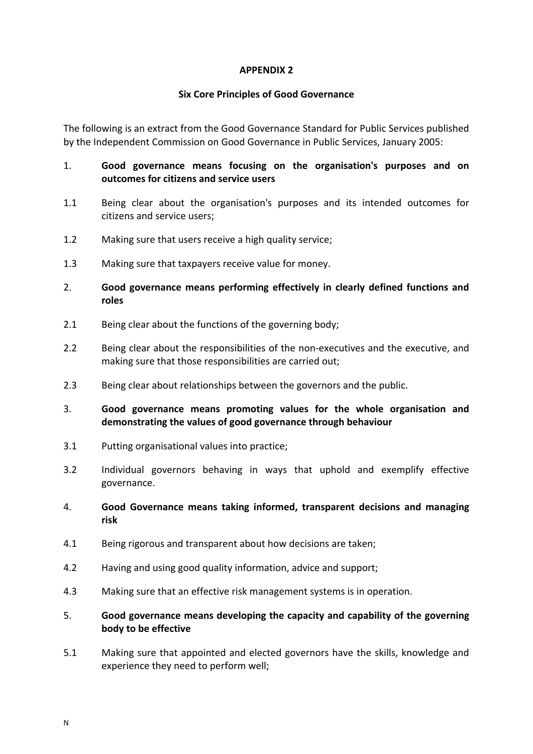**APPENDIX 2**

**Six Core Principles of Good Governance**

The following is an extract from the Good Governance Standard for Public Services published by the Independent Commission on Good Governance in Public Services, January 2005:

1. **Good governance means focusing on the organisation's purposes and on outcomes for citizens and service users**

1.1 Being clear about the organisation's purposes and its intended outcomes for citizens and service users;

1.2 Making sure that users receive a high quality service;

1.3 Making sure that taxpayers receive value for money.

2. **Good governance means performing effectively in clearly defined functions and roles**

2.1 Being clear about the functions of the governing body;

2.2 Being clear about the responsibilities of the non-executives and the executive, and making sure that those responsibilities are carried out;

2.3 Being clear about relationships between the governors and the public.

3. **Good governance means promoting values for the whole organisation and demonstrating the values of good governance through behaviour**

3.1 Putting organisational values into practice;

3.2 Individual governors behaving in ways that uphold and exemplify effective governance.

4. **Good Governance means taking informed, transparent decisions and managing risk**

4.1 Being rigorous and transparent about how decisions are taken;

4.2 Having and using good quality information, advice and support;

4.3 Making sure that an effective risk management systems is in operation.

5. **Good governance means developing the capacity and capability of the governing body to be effective**

5.1 Making sure that appointed and elected governors have the skills, knowledge and experience they need to perform well;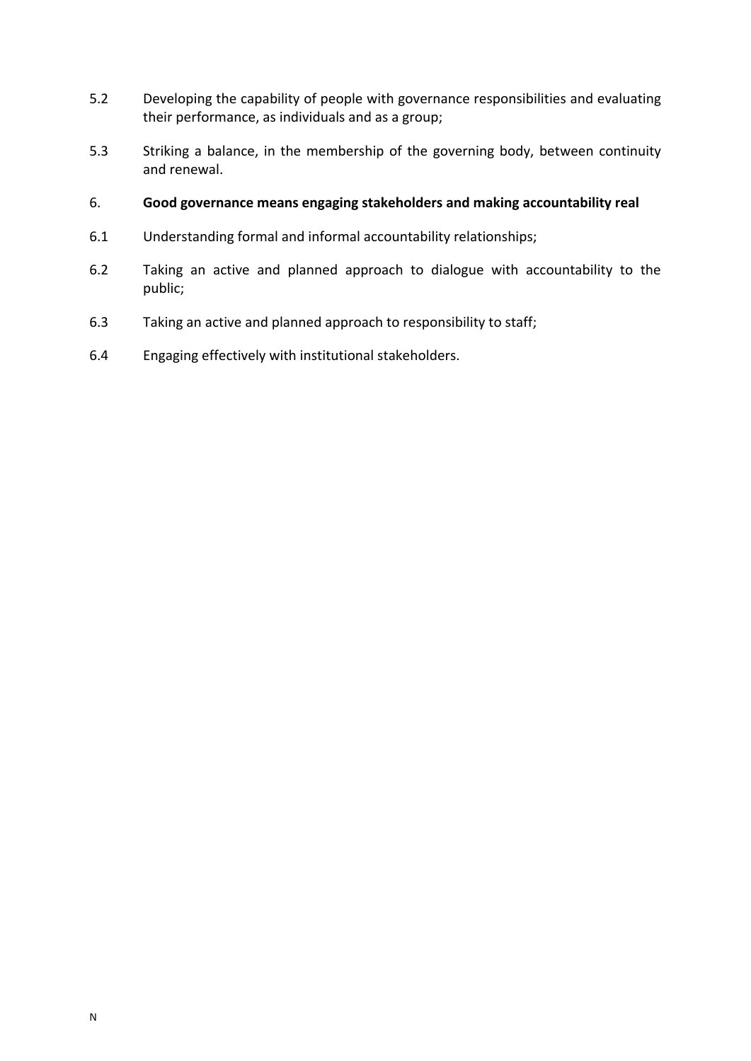5.2 Developing the capability of people with governance responsibilities and evaluating their performance, as individuals and as a group;

5.3 Striking a balance, in the membership of the governing body, between continuity and renewal.

6. **Good governance means engaging stakeholders and making accountability real**

6.1 Understanding formal and informal accountability relationships;

6.2 Taking an active and planned approach to dialogue with accountability to the public;

6.3 Taking an active and planned approach to responsibility to staff;

6.4 Engaging effectively with institutional stakeholders.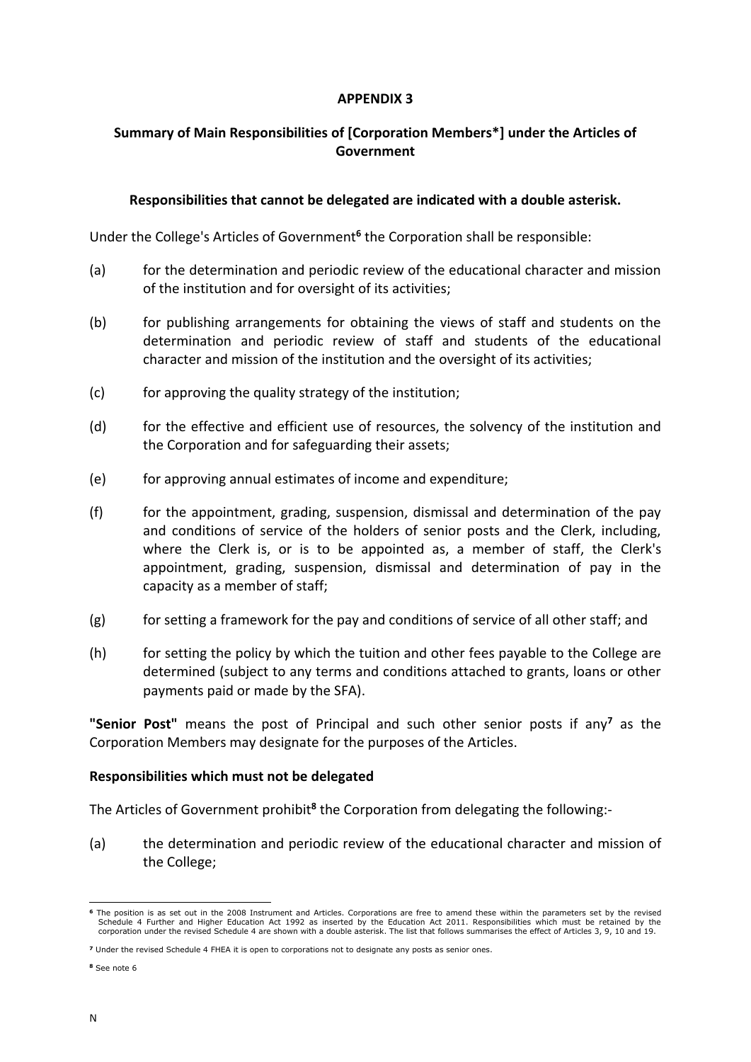**APPENDIX 3**

**Summary of Main Responsibilities of [Corporation Members*] under the Articles of Government**

**Responsibilities that cannot be delegated are indicated with a double asterisk.**

Under the College's Articles of Government[6] the Corporation shall be responsible:

(a) for the determination and periodic review of the educational character and mission of the institution and for oversight of its activities;

(b) for publishing arrangements for obtaining the views of staff and students on the determination and periodic review of staff and students of the educational character and mission of the institution and the oversight of its activities;

(c) for approving the quality strategy of the institution;

(d) for the effective and efficient use of resources, the solvency of the institution and the Corporation and for safeguarding their assets;

(e) for approving annual estimates of income and expenditure;

(f) for the appointment, grading, suspension, dismissal and determination of the pay and conditions of service of the holders of senior posts and the Clerk, including, where the Clerk is, or is to be appointed as, a member of staff, the Clerk's appointment, grading, suspension, dismissal and determination of pay in the capacity as a member of staff;

(g) for setting a framework for the pay and conditions of service of all other staff; and

(h) for setting the policy by which the tuition and other fees payable to the College are determined (subject to any terms and conditions attached to grants, loans or other payments paid or made by the SFA).

**"Senior Post"** means the post of Principal and such other senior posts if any[7] as the Corporation Members may designate for the purposes of the Articles.

**Responsibilities which must not be delegated**

The Articles of Government prohibit[8] the Corporation from delegating the following:-

(a) the determination and periodic review of the educational character and mission of the College;

---

[6] The position is as set out in the 2008 Instrument and Articles. Corporations are free to amend these within the parameters set by the revised Schedule 4 Further and Higher Education Act 1992 as inserted by the Education Act 2011. Responsibilities which must be retained by the corporation under the revised Schedule 4 are shown with a double asterisk. The list that follows summarises the effect of Articles 3, 9, 10 and 19.

[7] Under the revised Schedule 4 FHEA it is open to corporations not to designate any posts as senior ones.

[8] See note 6

N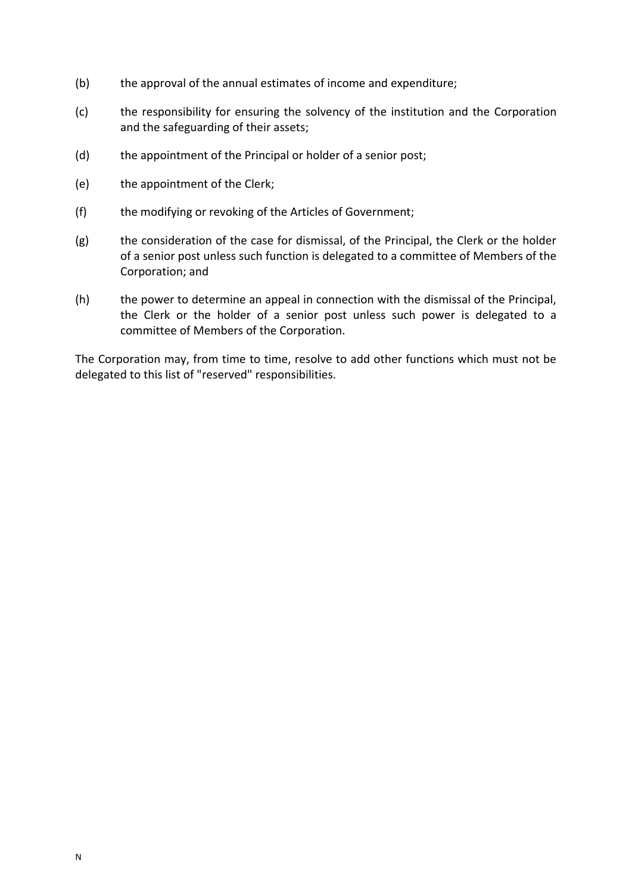(b) the approval of the annual estimates of income and expenditure;

(c) the responsibility for ensuring the solvency of the institution and the Corporation and the safeguarding of their assets;

(d) the appointment of the Principal or holder of a senior post;

(e) the appointment of the Clerk;

(f) the modifying or revoking of the Articles of Government;

(g) the consideration of the case for dismissal, of the Principal, the Clerk or the holder of a senior post unless such function is delegated to a committee of Members of the Corporation; and

(h) the power to determine an appeal in connection with the dismissal of the Principal, the Clerk or the holder of a senior post unless such power is delegated to a committee of Members of the Corporation.

The Corporation may, from time to time, resolve to add other functions which must not be delegated to this list of "reserved" responsibilities.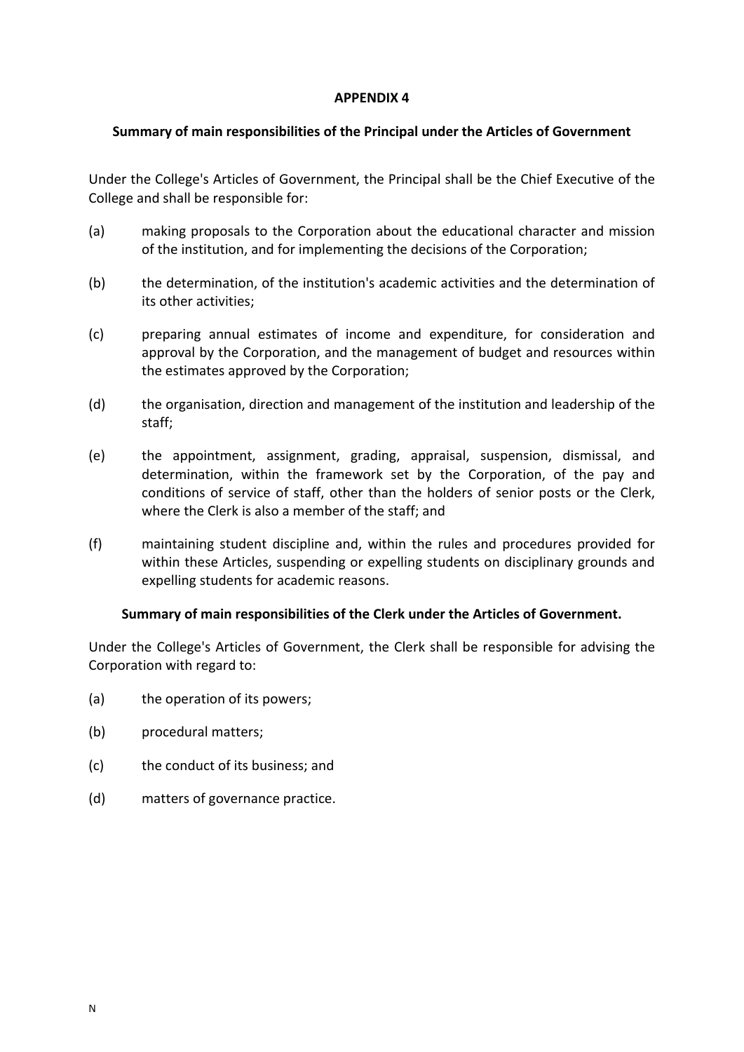# APPENDIX 4

## Summary of main responsibilities of the Principal under the Articles of Government

Under the College's Articles of Government, the Principal shall be the Chief Executive of the College and shall be responsible for:

(a) making proposals to the Corporation about the educational character and mission of the institution, and for implementing the decisions of the Corporation;

(b) the determination, of the institution's academic activities and the determination of its other activities;

(c) preparing annual estimates of income and expenditure, for consideration and approval by the Corporation, and the management of budget and resources within the estimates approved by the Corporation;

(d) the organisation, direction and management of the institution and leadership of the staff;

(e) the appointment, assignment, grading, appraisal, suspension, dismissal, and determination, within the framework set by the Corporation, of the pay and conditions of service of staff, other than the holders of senior posts or the Clerk, where the Clerk is also a member of the staff; and

(f) maintaining student discipline and, within the rules and procedures provided for within these Articles, suspending or expelling students on disciplinary grounds and expelling students for academic reasons.

## Summary of main responsibilities of the Clerk under the Articles of Government.

Under the College's Articles of Government, the Clerk shall be responsible for advising the Corporation with regard to:

(a) the operation of its powers;

(b) procedural matters;

(c) the conduct of its business; and

(d) matters of governance practice.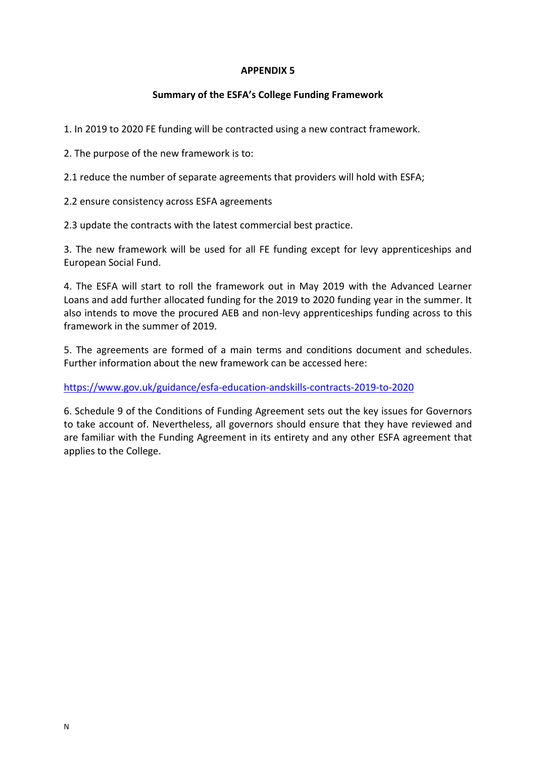# APPENDIX 5

## Summary of the ESFA's College Funding Framework

1. In 2019 to 2020 FE funding will be contracted using a new contract framework.

2. The purpose of the new framework is to:

2.1 reduce the number of separate agreements that providers will hold with ESFA;

2.2 ensure consistency across ESFA agreements

2.3 update the contracts with the latest commercial best practice.

3. The new framework will be used for all FE funding except for levy apprenticeships and European Social Fund.

4. The ESFA will start to roll the framework out in May 2019 with the Advanced Learner Loans and add further allocated funding for the 2019 to 2020 funding year in the summer. It also intends to move the procured AEB and non-levy apprenticeships funding across to this framework in the summer of 2019.

5. The agreements are formed of a main terms and conditions document and schedules. Further information about the new framework can be accessed here:

[https://www.gov.uk/guidance/esfa-education-andskills-contracts-2019-to-2020](https://www.gov.uk/guidance/esfa-education-andskills-contracts-2019-to-2020)

6. Schedule 9 of the Conditions of Funding Agreement sets out the key issues for Governors to take account of. Nevertheless, all governors should ensure that they have reviewed and are familiar with the Funding Agreement in its entirety and any other ESFA agreement that applies to the College.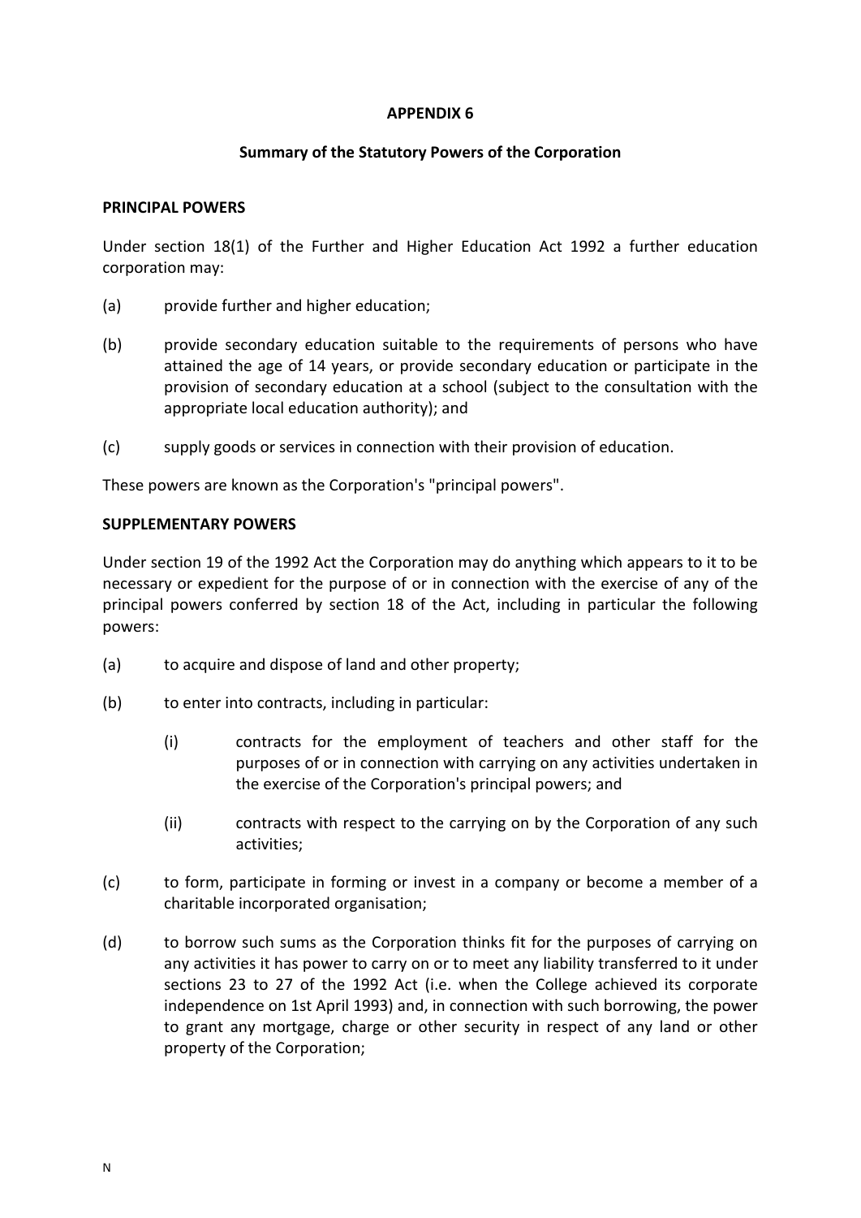## APPENDIX 6

### Summary of the Statutory Powers of the Corporation

**PRINCIPAL POWERS**

Under section 18(1) of the Further and Higher Education Act 1992 a further education corporation may:

(a) provide further and higher education;

(b) provide secondary education suitable to the requirements of persons who have attained the age of 14 years, or provide secondary education or participate in the provision of secondary education at a school (subject to the consultation with the appropriate local education authority); and

(c) supply goods or services in connection with their provision of education.

These powers are known as the Corporation's "principal powers".

**SUPPLEMENTARY POWERS**

Under section 19 of the 1992 Act the Corporation may do anything which appears to it to be necessary or expedient for the purpose of or in connection with the exercise of any of the principal powers conferred by section 18 of the Act, including in particular the following powers:

(a) to acquire and dispose of land and other property;

(b) to enter into contracts, including in particular:

 (i) contracts for the employment of teachers and other staff for the purposes of or in connection with carrying on any activities undertaken in the exercise of the Corporation's principal powers; and

 (ii) contracts with respect to the carrying on by the Corporation of any such activities;

(c) to form, participate in forming or invest in a company or become a member of a charitable incorporated organisation;

(d) to borrow such sums as the Corporation thinks fit for the purposes of carrying on any activities it has power to carry on or to meet any liability transferred to it under sections 23 to 27 of the 1992 Act (i.e. when the College achieved its corporate independence on 1st April 1993) and, in connection with such borrowing, the power to grant any mortgage, charge or other security in respect of any land or other property of the Corporation;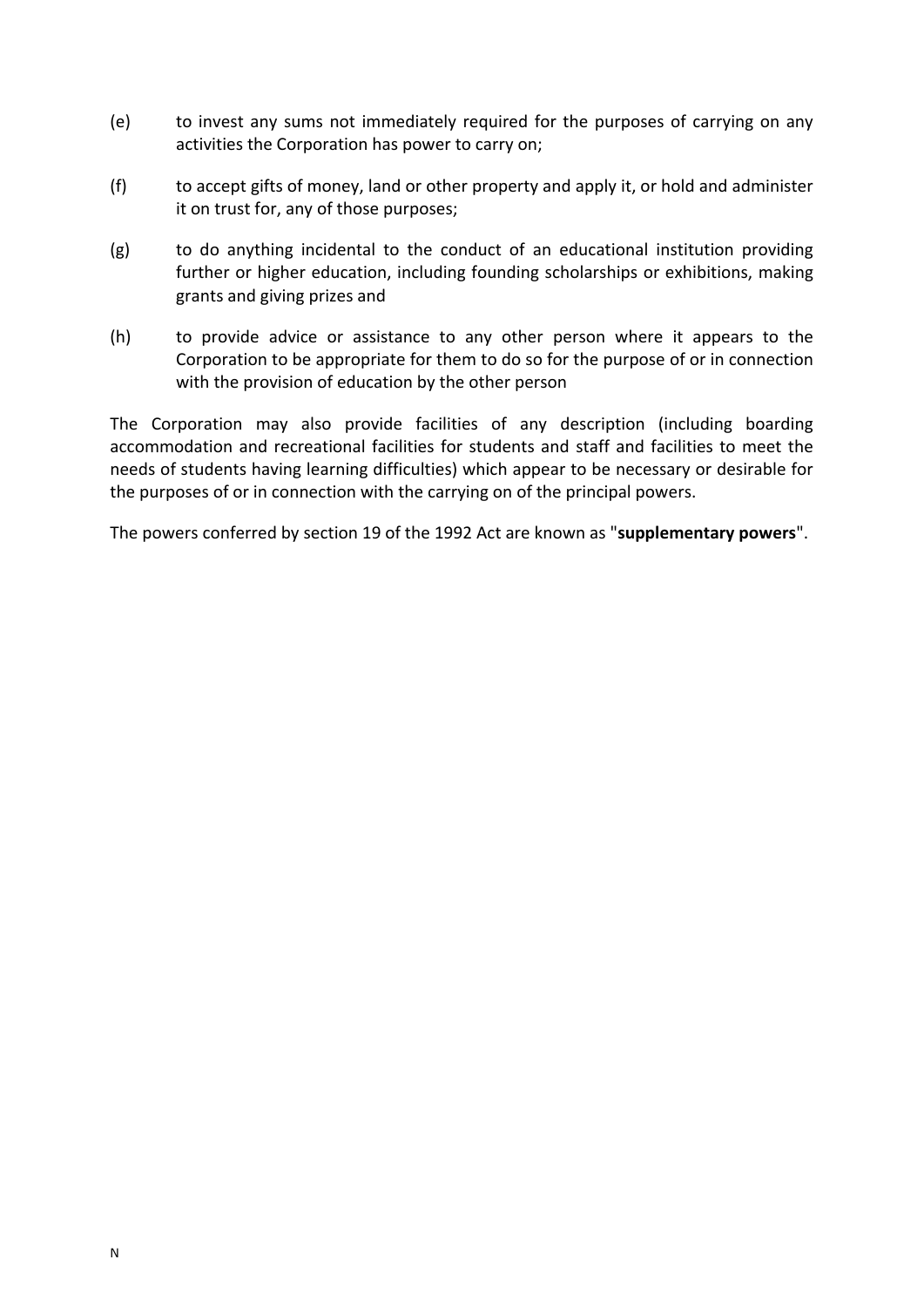(e) to invest any sums not immediately required for the purposes of carrying on any activities the Corporation has power to carry on;

(f) to accept gifts of money, land or other property and apply it, or hold and administer it on trust for, any of those purposes;

(g) to do anything incidental to the conduct of an educational institution providing further or higher education, including founding scholarships or exhibitions, making grants and giving prizes and

(h) to provide advice or assistance to any other person where it appears to the Corporation to be appropriate for them to do so for the purpose of or in connection with the provision of education by the other person

The Corporation may also provide facilities of any description (including boarding accommodation and recreational facilities for students and staff and facilities to meet the needs of students having learning difficulties) which appear to be necessary or desirable for the purposes of or in connection with the carrying on of the principal powers.

The powers conferred by section 19 of the 1992 Act are known as "**supplementary powers**".